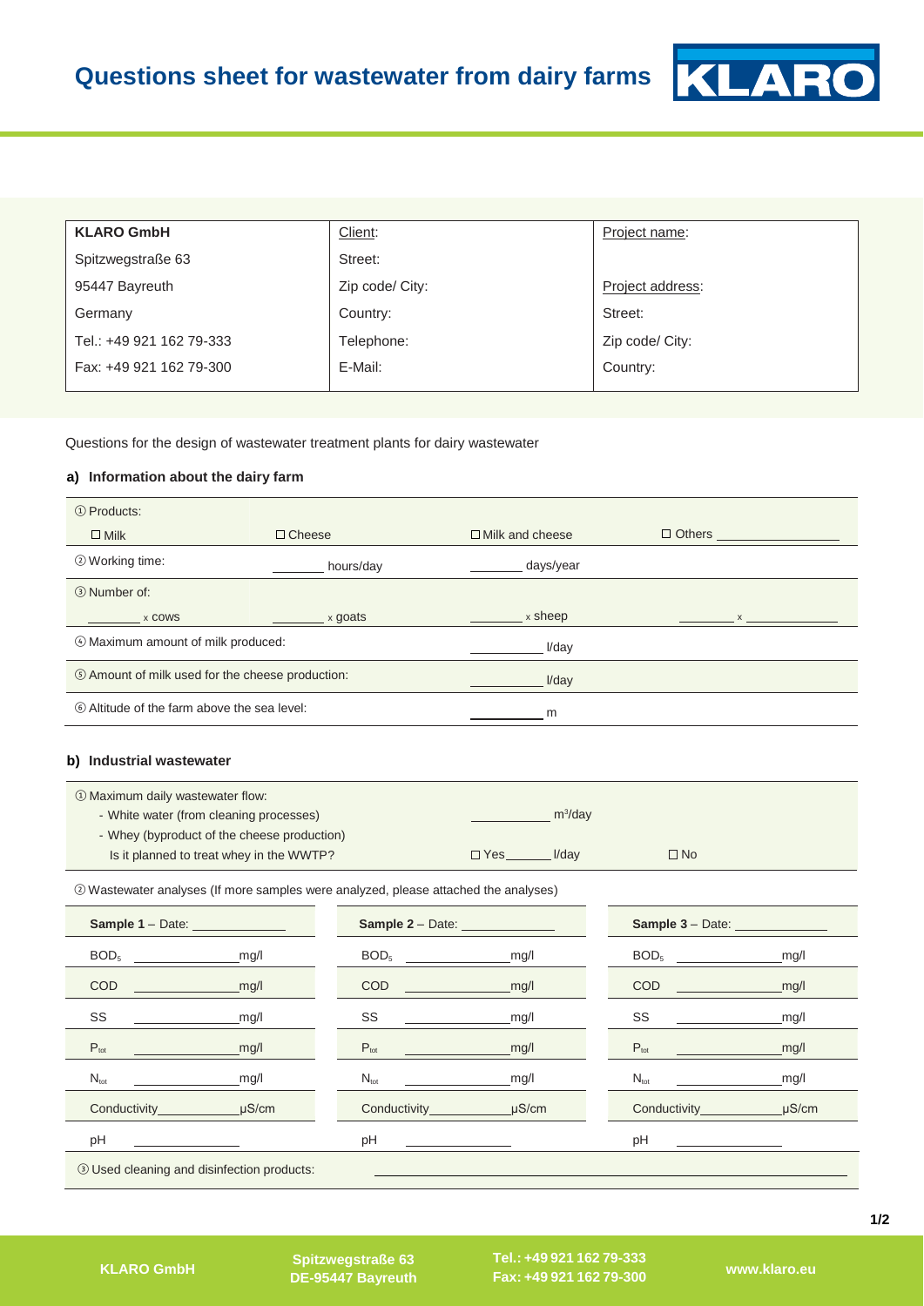# Questions sheet for wastewater from dairy farms

| KLARO GmbH | Client: | Project name: |
|---|---|---|
| Spitzwegstraße 63 | Street: | |
| 95447 Bayreuth | Zip code/ City: | Project address: |
| Germany | Country: | Street: |
| Tel.: +49 921 162 79-333 | Telephone: | Zip code/ City: |
| Fax: +49 921 162 79-300 | E-Mail: | Country: |

Questions for the design of wastewater treatment plants for dairy wastewater

### a) Information about the dairy farm

① Products:

☐ Milk ☐ Cheese ☐ Milk and cheese ☐ Others ________

② Working time: ______ hours/day ______ days/year

③ Number of:

______ x cows ______ x goats ______ x sheep ______ x ________

④ Maximum amount of milk produced: ________ l/day

⑤ Amount of milk used for the cheese production: ________ l/day

⑥ Altitude of the farm above the sea level: ________ m

### b) Industrial wastewater

① Maximum daily wastewater flow:

- White water (from cleaning processes) ________ $m^3$/day
- Whey (byproduct of the cheese production)

Is it planned to treat whey in the WWTP? ☐ Yes ______ l/day ☐ No

② Wastewater analyses (If more samples were analyzed, please attached the analyses)

| Sample 1 – Date: ________ | Sample 2 – Date: ________ | Sample 3 – Date: ________ |
|---|---|---|
| $BOD_5$ ________ mg/l | $BOD_5$ ________ mg/l | $BOD_5$ ________ mg/l |
| COD ________ mg/l | COD ________ mg/l | COD ________ mg/l |
| SS ________ mg/l | SS ________ mg/l | SS ________ mg/l |
| $P_{tot}$ ________ mg/l | $P_{tot}$ ________ mg/l | $P_{tot}$ ________ mg/l |
| $N_{tot}$ ________ mg/l | $N_{tot}$ ________ mg/l | $N_{tot}$ ________ mg/l |
| Conductivity ________ µS/cm | Conductivity ________ µS/cm | Conductivity ________ µS/cm |
| pH ________ | pH ________ | pH ________ |

③ Used cleaning and disinfection products: ________________________________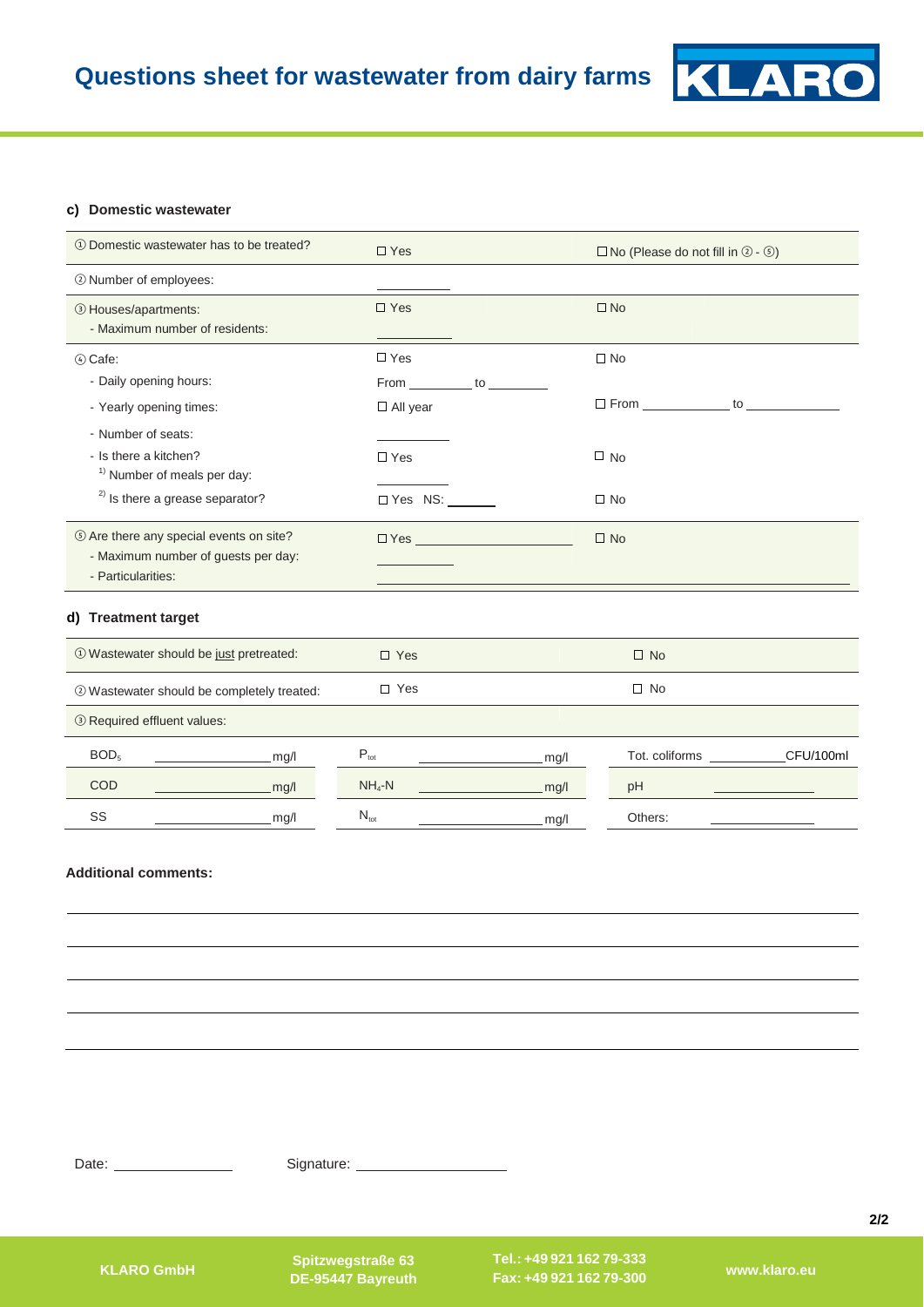# Questions sheet for wastewater from dairy farms

KLARO

### c) Domestic wastewater

| | | |
|---|---|---|
| ① Domestic wastewater has to be treated? | ☐ Yes | ☐ No (Please do not fill in ② - ⑤) |
| ② Number of employees: | ________ | |
| ③ Houses/apartments:<br>- Maximum number of residents: | ☐ Yes<br>________ | ☐ No |
| ④ Cafe:<br>- Daily opening hours:<br>- Yearly opening times:<br>- Number of seats:<br>- Is there a kitchen?<br>[1] Number of meals per day:<br>[2] Is there a grease separator? | ☐ Yes<br>From ________ to ________<br>☐ All year<br>________<br>☐ Yes<br>________<br>☐ Yes NS: ______ | ☐ No<br><br>☐ From ________ to ________<br><br>☐ No<br><br>☐ No |
| ⑤ Are there any special events on site?<br>- Maximum number of guests per day:<br>- Particularities: | ☐ Yes ________________<br>________<br>________ | ☐ No |

### d) Treatment target

| | | |
|---|---|---|
| ① Wastewater should be just pretreated: | ☐ Yes | ☐ No |
| ② Wastewater should be completely treated: | ☐ Yes | ☐ No |
| ③ Required effluent values: | | |

| | | | | | | | |
|---|---|---|---|---|---|---|---|
| $BOD_5$ | ________ mg/l | $P_{tot}$ | ________ mg/l | Tot. coliforms | ________ CFU/100ml |
| COD | ________ mg/l | $NH_4$-N | ________ mg/l | pH | ________ |
| SS | ________ mg/l | $N_{tot}$ | ________ mg/l | Others: | ________ |

**Additional comments:**

________________________________________

________________________________________

________________________________________

________________________________________

________________________________________

Date: ______________ Signature: ________________

KLARO GmbH | Spitzwegstraße 63, DE-95447 Bayreuth | Tel.: +49 921 162 79-333, Fax: +49 921 162 79-300 | www.klaro.eu